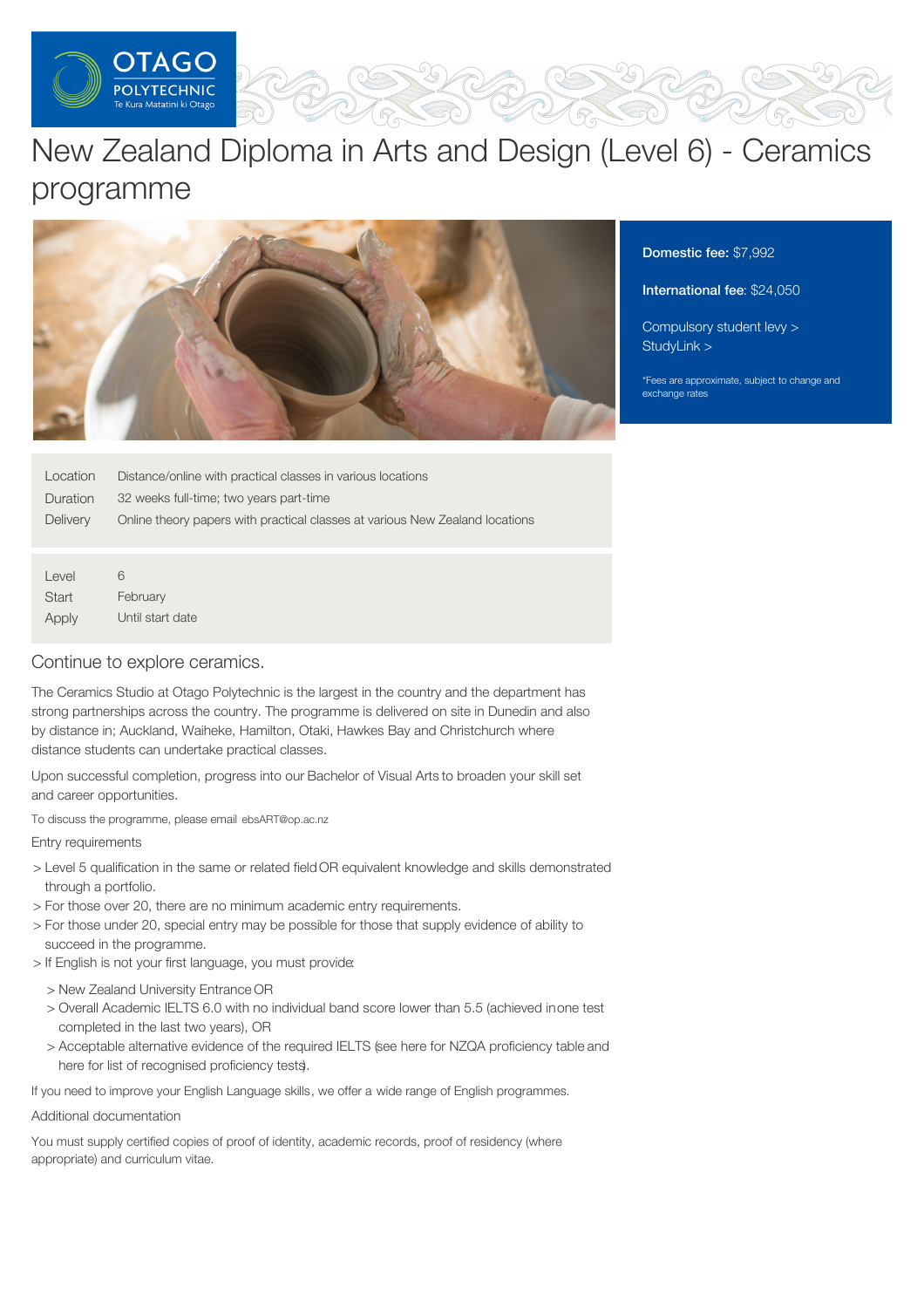# New Zealand Diploma in Arts and Design (Level 6) - Ceramics programme

**Domestic fee:** $7,992

**International fee**: $24,050

Compulsory student levy >
StudyLink >

*Fees are approximate, subject to change and exchange rates

| | |
|---|---|
| Location | Distance/online with practical classes in various locations |
| Duration | 32 weeks full-time; two years part-time |
| Delivery | Online theory papers with practical classes at various New Zealand locations |

| | |
|---|---|
| Level | 6 |
| Start | February |
| Apply | Until start date |

## Continue to explore ceramics.

The Ceramics Studio at Otago Polytechnic is the largest in the country and the department has strong partnerships across the country. The programme is delivered on site in Dunedin and also by distance in; Auckland, Waiheke, Hamilton, Otaki, Hawkes Bay and Christchurch where distance students can undertake practical classes.

Upon successful completion, progress into our Bachelor of Visual Arts to broaden your skill set and career opportunities.

To discuss the programme, please email ebsART@op.ac.nz

Entry requirements

- Level 5 qualification in the same or related field OR equivalent knowledge and skills demonstrated through a portfolio.
- For those over 20, there are no minimum academic entry requirements.
- For those under 20, special entry may be possible for those that supply evidence of ability to succeed in the programme.
- If English is not your first language, you must provide:
  - New Zealand University Entrance OR
  - Overall Academic IELTS 6.0 with no individual band score lower than 5.5 (achieved in one test completed in the last two years), OR
  - Acceptable alternative evidence of the required IELTS (see here for NZQA proficiency table and here for list of recognised proficiency tests).

If you need to improve your English Language skills, we offer a wide range of English programmes.

Additional documentation

You must supply certified copies of proof of identity, academic records, proof of residency (where appropriate) and curriculum vitae.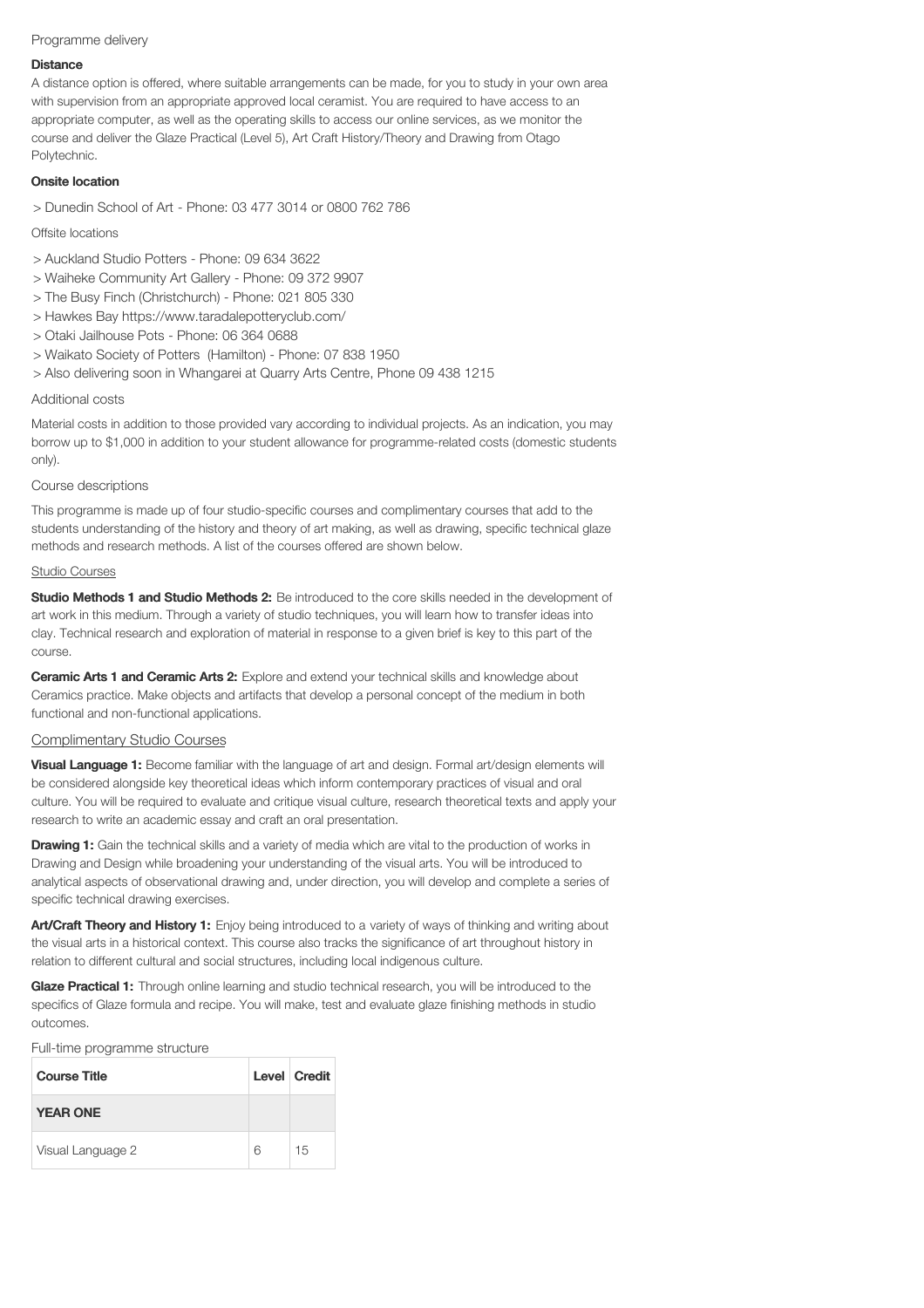## Programme delivery

**Distance**

A distance option is offered, where suitable arrangements can be made, for you to study in your own area with supervision from an appropriate approved local ceramist. You are required to have access to an appropriate computer, as well as the operating skills to access our online services, as we monitor the course and deliver the Glaze Practical (Level 5), Art Craft History/Theory and Drawing from Otago Polytechnic.

**Onsite location**

> Dunedin School of Art - Phone: 03 477 3014 or 0800 762 786

### Offsite locations

> Auckland Studio Potters - Phone: 09 634 3622
> Waiheke Community Art Gallery - Phone: 09 372 9907
> The Busy Finch (Christchurch) - Phone: 021 805 330
> Hawkes Bay https://www.taradalepotteryclub.com/
> Otaki Jailhouse Pots - Phone: 06 364 0688
> Waikato Society of Potters (Hamilton) - Phone: 07 838 1950
> Also delivering soon in Whangarei at Quarry Arts Centre, Phone 09 438 1215

## Additional costs

Material costs in addition to those provided vary according to individual projects. As an indication, you may borrow up to $1,000 in addition to your student allowance for programme-related costs (domestic students only).

## Course descriptions

This programme is made up of four studio-specific courses and complimentary courses that add to the students understanding of the history and theory of art making, as well as drawing, specific technical glaze methods and research methods. A list of the courses offered are shown below.

### Studio Courses

**Studio Methods 1 and Studio Methods 2:** Be introduced to the core skills needed in the development of art work in this medium. Through a variety of studio techniques, you will learn how to transfer ideas into clay. Technical research and exploration of material in response to a given brief is key to this part of the course.

**Ceramic Arts 1 and Ceramic Arts 2:** Explore and extend your technical skills and knowledge about Ceramics practice. Make objects and artifacts that develop a personal concept of the medium in both functional and non-functional applications.

### Complimentary Studio Courses

**Visual Language 1:** Become familiar with the language of art and design. Formal art/design elements will be considered alongside key theoretical ideas which inform contemporary practices of visual and oral culture. You will be required to evaluate and critique visual culture, research theoretical texts and apply your research to write an academic essay and craft an oral presentation.

**Drawing 1:** Gain the technical skills and a variety of media which are vital to the production of works in Drawing and Design while broadening your understanding of the visual arts. You will be introduced to analytical aspects of observational drawing and, under direction, you will develop and complete a series of specific technical drawing exercises.

**Art/Craft Theory and History 1:** Enjoy being introduced to a variety of ways of thinking and writing about the visual arts in a historical context. This course also tracks the significance of art throughout history in relation to different cultural and social structures, including local indigenous culture.

**Glaze Practical 1:** Through online learning and studio technical research, you will be introduced to the specifics of Glaze formula and recipe. You will make, test and evaluate glaze finishing methods in studio outcomes.

## Full-time programme structure

| Course Title | Level | Credit |
|---|---|---|
| **YEAR ONE** | | |
| Visual Language 2 | 6 | 15 |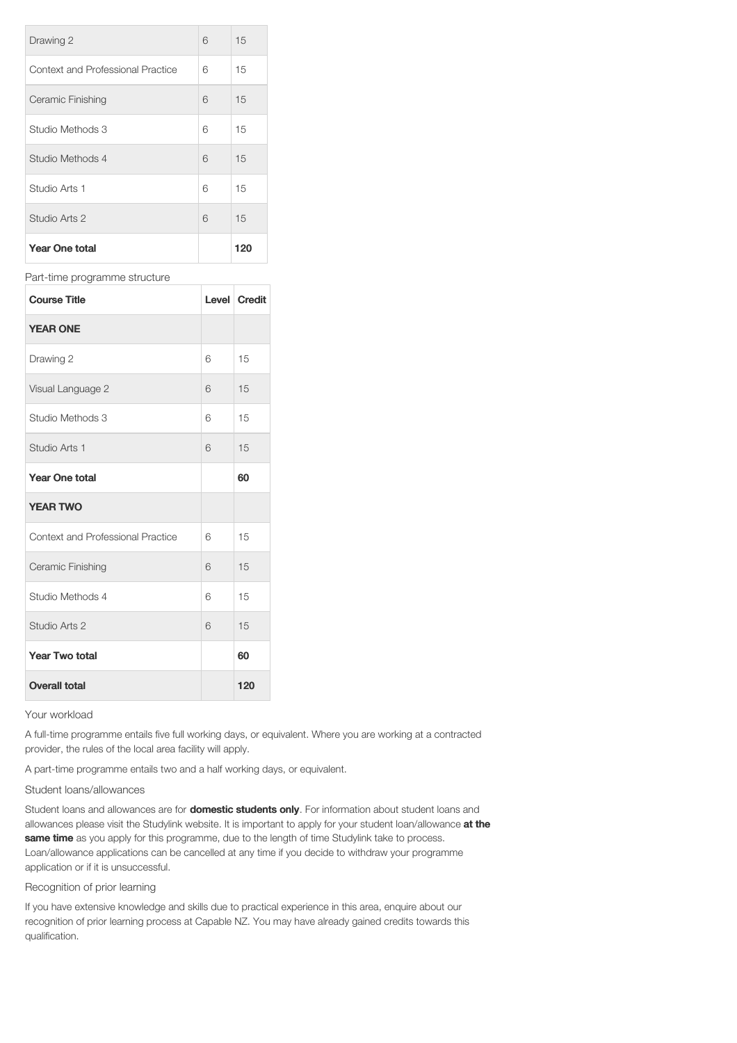| | | |
|---|---|---|
| Drawing 2 | 6 | 15 |
| Context and Professional Practice | 6 | 15 |
| Ceramic Finishing | 6 | 15 |
| Studio Methods 3 | 6 | 15 |
| Studio Methods 4 | 6 | 15 |
| Studio Arts 1 | 6 | 15 |
| Studio Arts 2 | 6 | 15 |
| **Year One total** | | **120** |

Part-time programme structure

| Course Title | Level | Credit |
|---|---|---|
| **YEAR ONE** | | |
| Drawing 2 | 6 | 15 |
| Visual Language 2 | 6 | 15 |
| Studio Methods 3 | 6 | 15 |
| Studio Arts 1 | 6 | 15 |
| **Year One total** | | **60** |
| **YEAR TWO** | | |
| Context and Professional Practice | 6 | 15 |
| Ceramic Finishing | 6 | 15 |
| Studio Methods 4 | 6 | 15 |
| Studio Arts 2 | 6 | 15 |
| **Year Two total** | | **60** |
| **Overall total** | | **120** |

Your workload

A full-time programme entails five full working days, or equivalent. Where you are working at a contracted provider, the rules of the local area facility will apply.

A part-time programme entails two and a half working days, or equivalent.

Student loans/allowances

Student loans and allowances are for **domestic students only**. For information about student loans and allowances please visit the Studylink website. It is important to apply for your student loan/allowance **at the same time** as you apply for this programme, due to the length of time Studylink take to process. Loan/allowance applications can be cancelled at any time if you decide to withdraw your programme application or if it is unsuccessful.

Recognition of prior learning

If you have extensive knowledge and skills due to practical experience in this area, enquire about our recognition of prior learning process at Capable NZ. You may have already gained credits towards this qualification.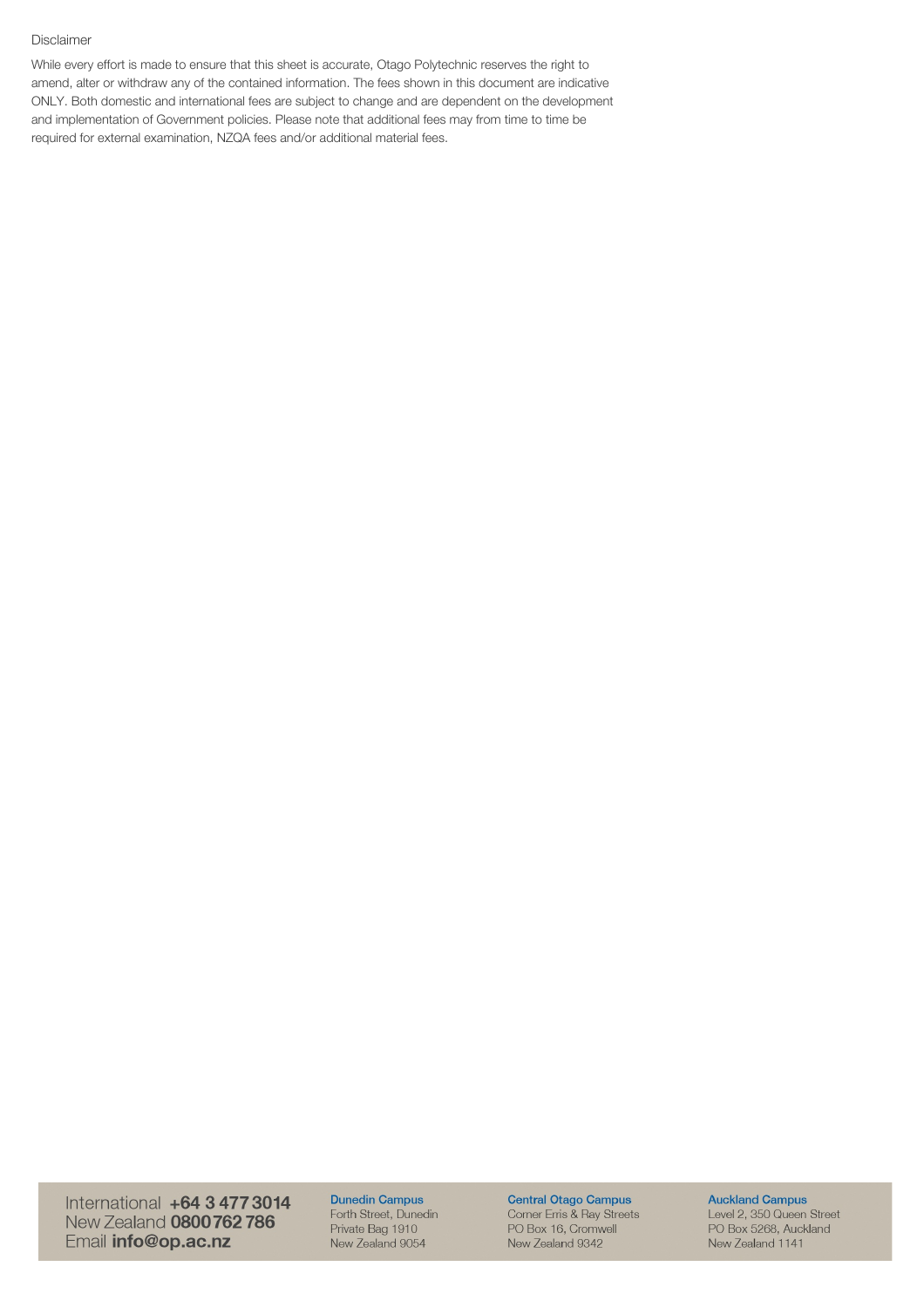Disclaimer

While every effort is made to ensure that this sheet is accurate, Otago Polytechnic reserves the right to amend, alter or withdraw any of the contained information. The fees shown in this document are indicative ONLY. Both domestic and international fees are subject to change and are dependent on the development and implementation of Government policies. Please note that additional fees may from time to time be required for external examination, NZQA fees and/or additional material fees.

International **+64 3 477 3014**
New Zealand **0800 762 786**
Email **info@op.ac.nz**

**Dunedin Campus**
Forth Street, Dunedin
Private Bag 1910
New Zealand 9054

**Central Otago Campus**
Corner Erris & Ray Streets
PO Box 16, Cromwell
New Zealand 9342

**Auckland Campus**
Level 2, 350 Queen Street
PO Box 5268, Auckland
New Zealand 1141